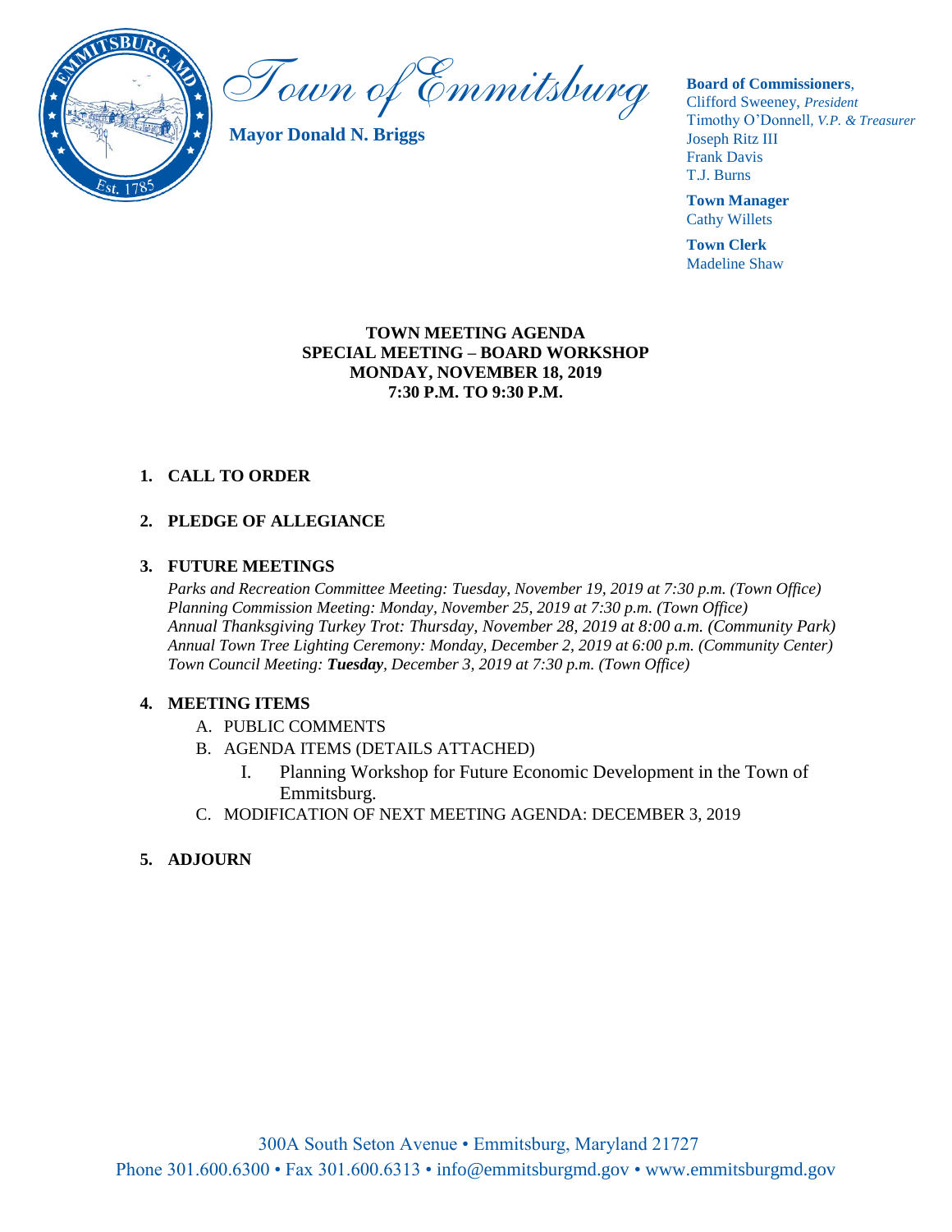# Town of Emmitsburg

**Mayor Donald N. Briggs**

**Board of Commissioners**,
Clifford Sweeney, *President*
Timothy O'Donnell, *V.P. & Treasurer*
Joseph Ritz III
Frank Davis
T.J. Burns

**Town Manager**
Cathy Willets

**Town Clerk**
Madeline Shaw

**TOWN MEETING AGENDA**
**SPECIAL MEETING – BOARD WORKSHOP**
**MONDAY, NOVEMBER 18, 2019**
**7:30 P.M. TO 9:30 P.M.**

1. **CALL TO ORDER**

2. **PLEDGE OF ALLEGIANCE**

3. **FUTURE MEETINGS**

   *Parks and Recreation Committee Meeting: Tuesday, November 19, 2019 at 7:30 p.m. (Town Office)*
   *Planning Commission Meeting: Monday, November 25, 2019 at 7:30 p.m. (Town Office)*
   *Annual Thanksgiving Turkey Trot: Thursday, November 28, 2019 at 8:00 a.m. (Community Park)*
   *Annual Town Tree Lighting Ceremony: Monday, December 2, 2019 at 6:00 p.m. (Community Center)*
   *Town Council Meeting: **Tuesday**, December 3, 2019 at 7:30 p.m. (Town Office)*

4. **MEETING ITEMS**
   - A. PUBLIC COMMENTS
   - B. AGENDA ITEMS (DETAILS ATTACHED)
     - I. Planning Workshop for Future Economic Development in the Town of Emmitsburg.
   - C. MODIFICATION OF NEXT MEETING AGENDA: DECEMBER 3, 2019

5. **ADJOURN**

300A South Seton Avenue • Emmitsburg, Maryland 21727
Phone 301.600.6300 • Fax 301.600.6313 • info@emmitsburgmd.gov • www.emmitsburgmd.gov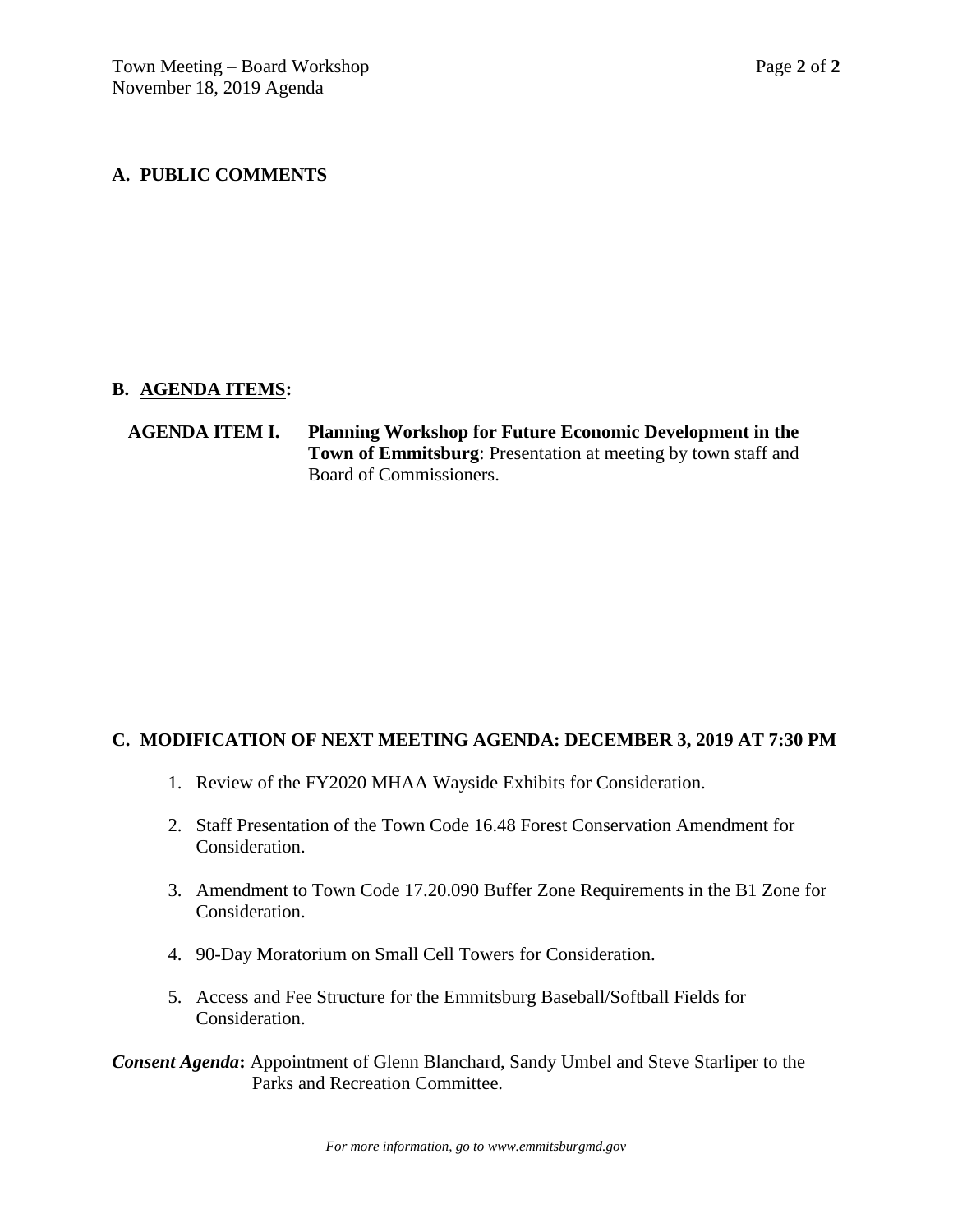## A. PUBLIC COMMENTS

## B. AGENDA ITEMS:

**AGENDA ITEM I.** **Planning Workshop for Future Economic Development in the Town of Emmitsburg**: Presentation at meeting by town staff and Board of Commissioners.

## C. MODIFICATION OF NEXT MEETING AGENDA: DECEMBER 3, 2019 AT 7:30 PM

1. Review of the FY2020 MHAA Wayside Exhibits for Consideration.
2. Staff Presentation of the Town Code 16.48 Forest Conservation Amendment for Consideration.
3. Amendment to Town Code 17.20.090 Buffer Zone Requirements in the B1 Zone for Consideration.
4. 90-Day Moratorium on Small Cell Towers for Consideration.
5. Access and Fee Structure for the Emmitsburg Baseball/Softball Fields for Consideration.

***Consent Agenda*:** Appointment of Glenn Blanchard, Sandy Umbel and Steve Starliper to the Parks and Recreation Committee.

*For more information, go to www.emmitsburgmd.gov*